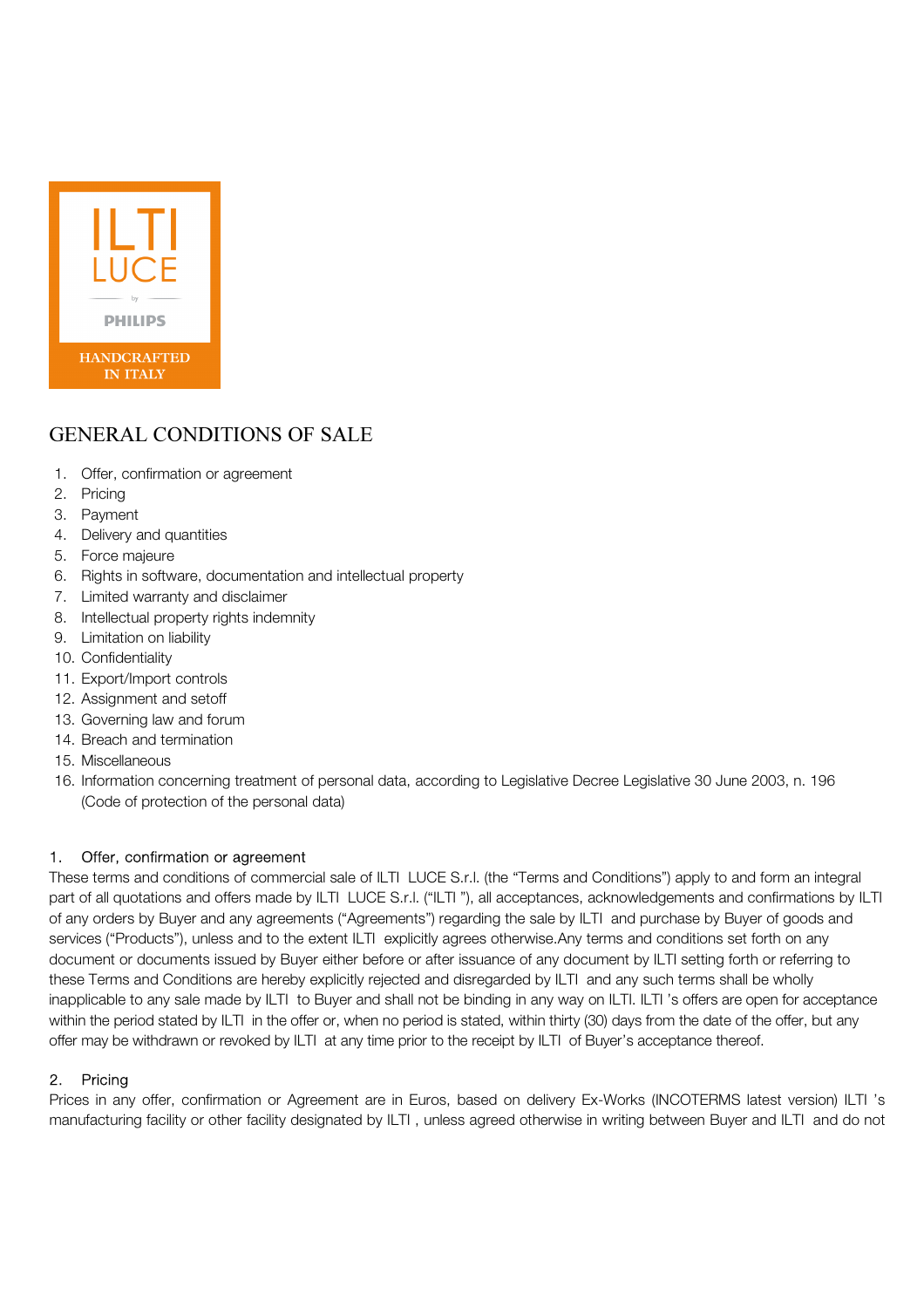ILTI LUCE by PHILIPS HANDCRAFTED IN ITALY

# GENERAL CONDITIONS OF SALE

1. Offer, confirmation or agreement
2. Pricing
3. Payment
4. Delivery and quantities
5. Force majeure
6. Rights in software, documentation and intellectual property
7. Limited warranty and disclaimer
8. Intellectual property rights indemnity
9. Limitation on liability
10. Confidentiality
11. Export/Import controls
12. Assignment and setoff
13. Governing law and forum
14. Breach and termination
15. Miscellaneous
16. Information concerning treatment of personal data, according to Legislative Decree Legislative 30 June 2003, n. 196 (Code of protection of the personal data)

## 1. Offer, confirmation or agreement

These terms and conditions of commercial sale of ILTI LUCE S.r.l. (the "Terms and Conditions") apply to and form an integral part of all quotations and offers made by ILTI LUCE S.r.l. ("ILTI "), all acceptances, acknowledgements and confirmations by ILTI of any orders by Buyer and any agreements ("Agreements") regarding the sale by ILTI and purchase by Buyer of goods and services ("Products"), unless and to the extent ILTI explicitly agrees otherwise.Any terms and conditions set forth on any document or documents issued by Buyer either before or after issuance of any document by ILTI setting forth or referring to these Terms and Conditions are hereby explicitly rejected and disregarded by ILTI and any such terms shall be wholly inapplicable to any sale made by ILTI to Buyer and shall not be binding in any way on ILTI. ILTI 's offers are open for acceptance within the period stated by ILTI in the offer or, when no period is stated, within thirty (30) days from the date of the offer, but any offer may be withdrawn or revoked by ILTI at any time prior to the receipt by ILTI of Buyer's acceptance thereof.

## 2. Pricing

Prices in any offer, confirmation or Agreement are in Euros, based on delivery Ex-Works (INCOTERMS latest version) ILTI 's manufacturing facility or other facility designated by ILTI , unless agreed otherwise in writing between Buyer and ILTI and do not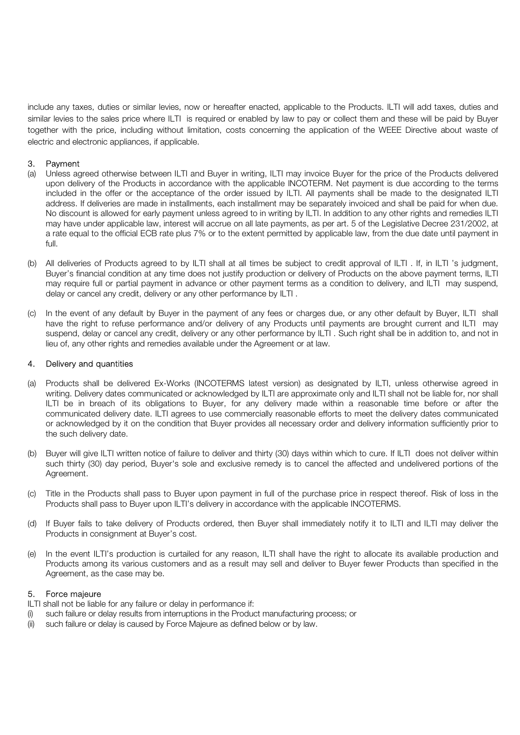include any taxes, duties or similar levies, now or hereafter enacted, applicable to the Products. ILTI will add taxes, duties and similar levies to the sales price where ILTI is required or enabled by law to pay or collect them and these will be paid by Buyer together with the price, including without limitation, costs concerning the application of the WEEE Directive about waste of electric and electronic appliances, if applicable.

## 3. Payment

(a) Unless agreed otherwise between ILTI and Buyer in writing, ILTI may invoice Buyer for the price of the Products delivered upon delivery of the Products in accordance with the applicable INCOTERM. Net payment is due according to the terms included in the offer or the acceptance of the order issued by ILTI. All payments shall be made to the designated ILTI address. If deliveries are made in installments, each installment may be separately invoiced and shall be paid for when due. No discount is allowed for early payment unless agreed to in writing by ILTI. In addition to any other rights and remedies ILTI may have under applicable law, interest will accrue on all late payments, as per art. 5 of the Legislative Decree 231/2002, at a rate equal to the official ECB rate plus 7% or to the extent permitted by applicable law, from the due date until payment in full.

(b) All deliveries of Products agreed to by ILTI shall at all times be subject to credit approval of ILTI . If, in ILTI 's judgment, Buyer's financial condition at any time does not justify production or delivery of Products on the above payment terms, ILTI may require full or partial payment in advance or other payment terms as a condition to delivery, and ILTI may suspend, delay or cancel any credit, delivery or any other performance by ILTI .

(c) In the event of any default by Buyer in the payment of any fees or charges due, or any other default by Buyer, ILTI shall have the right to refuse performance and/or delivery of any Products until payments are brought current and ILTI may suspend, delay or cancel any credit, delivery or any other performance by ILTI . Such right shall be in addition to, and not in lieu of, any other rights and remedies available under the Agreement or at law.

## 4. Delivery and quantities

(a) Products shall be delivered Ex-Works (INCOTERMS latest version) as designated by ILTI, unless otherwise agreed in writing. Delivery dates communicated or acknowledged by ILTI are approximate only and ILTI shall not be liable for, nor shall ILTI be in breach of its obligations to Buyer, for any delivery made within a reasonable time before or after the communicated delivery date. ILTI agrees to use commercially reasonable efforts to meet the delivery dates communicated or acknowledged by it on the condition that Buyer provides all necessary order and delivery information sufficiently prior to the such delivery date.

(b) Buyer will give ILTI written notice of failure to deliver and thirty (30) days within which to cure. If ILTI does not deliver within such thirty (30) day period, Buyer's sole and exclusive remedy is to cancel the affected and undelivered portions of the Agreement.

(c) Title in the Products shall pass to Buyer upon payment in full of the purchase price in respect thereof. Risk of loss in the Products shall pass to Buyer upon ILTI's delivery in accordance with the applicable INCOTERMS.

(d) If Buyer fails to take delivery of Products ordered, then Buyer shall immediately notify it to ILTI and ILTI may deliver the Products in consignment at Buyer's cost.

(e) In the event ILTI's production is curtailed for any reason, ILTI shall have the right to allocate its available production and Products among its various customers and as a result may sell and deliver to Buyer fewer Products than specified in the Agreement, as the case may be.

## 5. Force majeure

ILTI shall not be liable for any failure or delay in performance if:

(i) such failure or delay results from interruptions in the Product manufacturing process; or

(ii) such failure or delay is caused by Force Majeure as defined below or by law.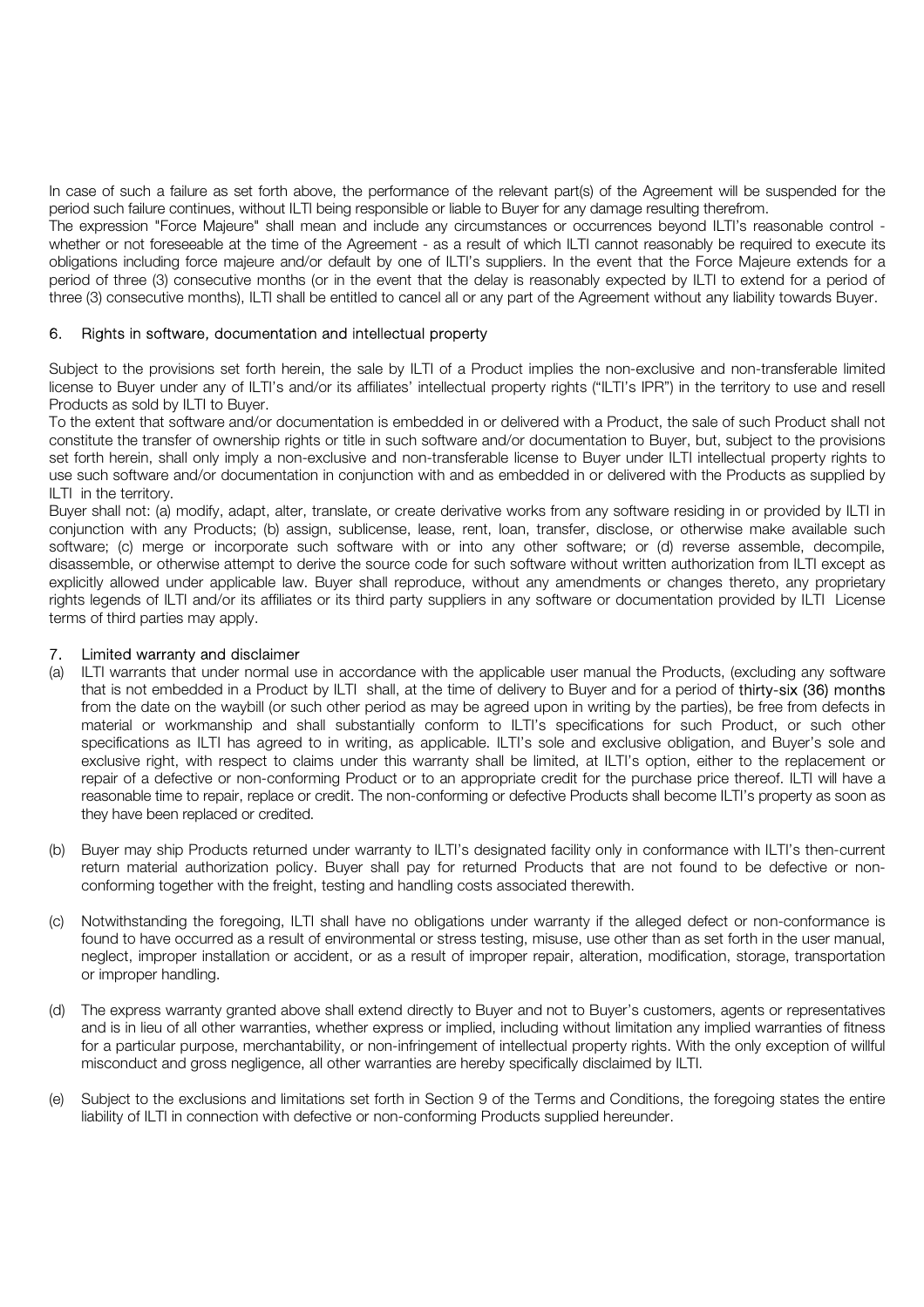In case of such a failure as set forth above, the performance of the relevant part(s) of the Agreement will be suspended for the period such failure continues, without ILTI being responsible or liable to Buyer for any damage resulting therefrom.

The expression "Force Majeure" shall mean and include any circumstances or occurrences beyond ILTI's reasonable control - whether or not foreseeable at the time of the Agreement - as a result of which ILTI cannot reasonably be required to execute its obligations including force majeure and/or default by one of ILTI's suppliers. In the event that the Force Majeure extends for a period of three (3) consecutive months (or in the event that the delay is reasonably expected by ILTI to extend for a period of three (3) consecutive months), ILTI shall be entitled to cancel all or any part of the Agreement without any liability towards Buyer.

## 6. Rights in software, documentation and intellectual property

Subject to the provisions set forth herein, the sale by ILTI of a Product implies the non-exclusive and non-transferable limited license to Buyer under any of ILTI's and/or its affiliates' intellectual property rights ("ILTI's IPR") in the territory to use and resell Products as sold by ILTI to Buyer.

To the extent that software and/or documentation is embedded in or delivered with a Product, the sale of such Product shall not constitute the transfer of ownership rights or title in such software and/or documentation to Buyer, but, subject to the provisions set forth herein, shall only imply a non-exclusive and non-transferable license to Buyer under ILTI intellectual property rights to use such software and/or documentation in conjunction with and as embedded in or delivered with the Products as supplied by ILTI in the territory.

Buyer shall not: (a) modify, adapt, alter, translate, or create derivative works from any software residing in or provided by ILTI in conjunction with any Products; (b) assign, sublicense, lease, rent, loan, transfer, disclose, or otherwise make available such software; (c) merge or incorporate such software with or into any other software; or (d) reverse assemble, decompile, disassemble, or otherwise attempt to derive the source code for such software without written authorization from ILTI except as explicitly allowed under applicable law. Buyer shall reproduce, without any amendments or changes thereto, any proprietary rights legends of ILTI and/or its affiliates or its third party suppliers in any software or documentation provided by ILTI License terms of third parties may apply.

## 7. Limited warranty and disclaimer

(a) ILTI warrants that under normal use in accordance with the applicable user manual the Products, (excluding any software that is not embedded in a Product by ILTI shall, at the time of delivery to Buyer and for a period of **thirty-six (36) months** from the date on the waybill (or such other period as may be agreed upon in writing by the parties), be free from defects in material or workmanship and shall substantially conform to ILTI's specifications for such Product, or such other specifications as ILTI has agreed to in writing, as applicable. ILTI's sole and exclusive obligation, and Buyer's sole and exclusive right, with respect to claims under this warranty shall be limited, at ILTI's option, either to the replacement or repair of a defective or non-conforming Product or to an appropriate credit for the purchase price thereof. ILTI will have a reasonable time to repair, replace or credit. The non-conforming or defective Products shall become ILTI's property as soon as they have been replaced or credited.

(b) Buyer may ship Products returned under warranty to ILTI's designated facility only in conformance with ILTI's then-current return material authorization policy. Buyer shall pay for returned Products that are not found to be defective or non-conforming together with the freight, testing and handling costs associated therewith.

(c) Notwithstanding the foregoing, ILTI shall have no obligations under warranty if the alleged defect or non-conformance is found to have occurred as a result of environmental or stress testing, misuse, use other than as set forth in the user manual, neglect, improper installation or accident, or as a result of improper repair, alteration, modification, storage, transportation or improper handling.

(d) The express warranty granted above shall extend directly to Buyer and not to Buyer's customers, agents or representatives and is in lieu of all other warranties, whether express or implied, including without limitation any implied warranties of fitness for a particular purpose, merchantability, or non-infringement of intellectual property rights. With the only exception of willful misconduct and gross negligence, all other warranties are hereby specifically disclaimed by ILTI.

(e) Subject to the exclusions and limitations set forth in Section 9 of the Terms and Conditions, the foregoing states the entire liability of ILTI in connection with defective or non-conforming Products supplied hereunder.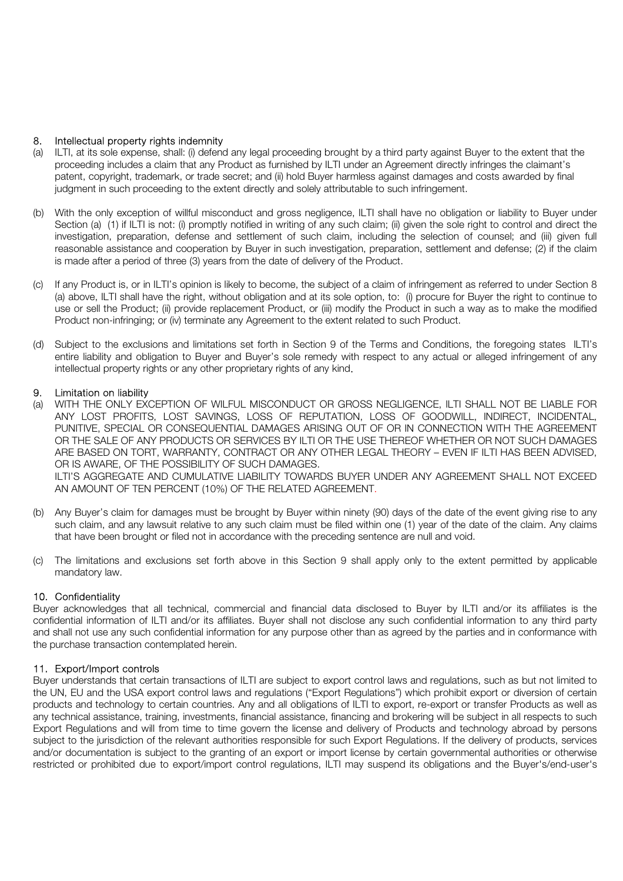## 8. Intellectual property rights indemnity

(a) ILTI, at its sole expense, shall: (i) defend any legal proceeding brought by a third party against Buyer to the extent that the proceeding includes a claim that any Product as furnished by ILTI under an Agreement directly infringes the claimant's patent, copyright, trademark, or trade secret; and (ii) hold Buyer harmless against damages and costs awarded by final judgment in such proceeding to the extent directly and solely attributable to such infringement.

(b) With the only exception of willful misconduct and gross negligence, ILTI shall have no obligation or liability to Buyer under Section (a) (1) if ILTI is not: (i) promptly notified in writing of any such claim; (ii) given the sole right to control and direct the investigation, preparation, defense and settlement of such claim, including the selection of counsel; and (iii) given full reasonable assistance and cooperation by Buyer in such investigation, preparation, settlement and defense; (2) if the claim is made after a period of three (3) years from the date of delivery of the Product.

(c) If any Product is, or in ILTI's opinion is likely to become, the subject of a claim of infringement as referred to under Section 8 (a) above, ILTI shall have the right, without obligation and at its sole option, to: (i) procure for Buyer the right to continue to use or sell the Product; (ii) provide replacement Product, or (iii) modify the Product in such a way as to make the modified Product non-infringing; or (iv) terminate any Agreement to the extent related to such Product.

(d) Subject to the exclusions and limitations set forth in Section 9 of the Terms and Conditions, the foregoing states ILTI's entire liability and obligation to Buyer and Buyer's sole remedy with respect to any actual or alleged infringement of any intellectual property rights or any other proprietary rights of any kind.

## 9. Limitation on liability

(a) WITH THE ONLY EXCEPTION OF WILFUL MISCONDUCT OR GROSS NEGLIGENCE, ILTI SHALL NOT BE LIABLE FOR ANY LOST PROFITS, LOST SAVINGS, LOSS OF REPUTATION, LOSS OF GOODWILL, INDIRECT, INCIDENTAL, PUNITIVE, SPECIAL OR CONSEQUENTIAL DAMAGES ARISING OUT OF OR IN CONNECTION WITH THE AGREEMENT OR THE SALE OF ANY PRODUCTS OR SERVICES BY ILTI OR THE USE THEREOF WHETHER OR NOT SUCH DAMAGES ARE BASED ON TORT, WARRANTY, CONTRACT OR ANY OTHER LEGAL THEORY – EVEN IF ILTI HAS BEEN ADVISED, OR IS AWARE, OF THE POSSIBILITY OF SUCH DAMAGES.
ILTI'S AGGREGATE AND CUMULATIVE LIABILITY TOWARDS BUYER UNDER ANY AGREEMENT SHALL NOT EXCEED AN AMOUNT OF TEN PERCENT (10%) OF THE RELATED AGREEMENT.

(b) Any Buyer's claim for damages must be brought by Buyer within ninety (90) days of the date of the event giving rise to any such claim, and any lawsuit relative to any such claim must be filed within one (1) year of the date of the claim. Any claims that have been brought or filed not in accordance with the preceding sentence are null and void.

(c) The limitations and exclusions set forth above in this Section 9 shall apply only to the extent permitted by applicable mandatory law.

## 10. Confidentiality

Buyer acknowledges that all technical, commercial and financial data disclosed to Buyer by ILTI and/or its affiliates is the confidential information of ILTI and/or its affiliates. Buyer shall not disclose any such confidential information to any third party and shall not use any such confidential information for any purpose other than as agreed by the parties and in conformance with the purchase transaction contemplated herein.

## 11. Export/Import controls

Buyer understands that certain transactions of ILTI are subject to export control laws and regulations, such as but not limited to the UN, EU and the USA export control laws and regulations ("Export Regulations") which prohibit export or diversion of certain products and technology to certain countries. Any and all obligations of ILTI to export, re-export or transfer Products as well as any technical assistance, training, investments, financial assistance, financing and brokering will be subject in all respects to such Export Regulations and will from time to time govern the license and delivery of Products and technology abroad by persons subject to the jurisdiction of the relevant authorities responsible for such Export Regulations. If the delivery of products, services and/or documentation is subject to the granting of an export or import license by certain governmental authorities or otherwise restricted or prohibited due to export/import control regulations, ILTI may suspend its obligations and the Buyer's/end-user's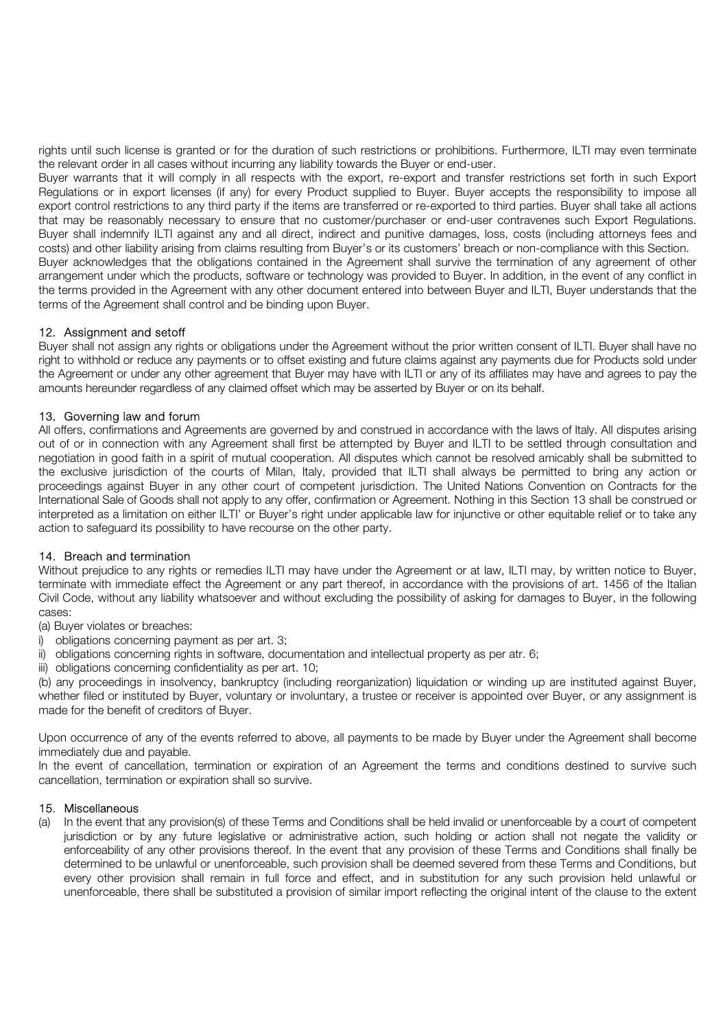rights until such license is granted or for the duration of such restrictions or prohibitions. Furthermore, ILTI may even terminate the relevant order in all cases without incurring any liability towards the Buyer or end-user.

Buyer warrants that it will comply in all respects with the export, re-export and transfer restrictions set forth in such Export Regulations or in export licenses (if any) for every Product supplied to Buyer. Buyer accepts the responsibility to impose all export control restrictions to any third party if the items are transferred or re-exported to third parties. Buyer shall take all actions that may be reasonably necessary to ensure that no customer/purchaser or end-user contravenes such Export Regulations. Buyer shall indemnify ILTI against any and all direct, indirect and punitive damages, loss, costs (including attorneys fees and costs) and other liability arising from claims resulting from Buyer's or its customers' breach or non-compliance with this Section.

Buyer acknowledges that the obligations contained in the Agreement shall survive the termination of any agreement of other arrangement under which the products, software or technology was provided to Buyer. In addition, in the event of any conflict in the terms provided in the Agreement with any other document entered into between Buyer and ILTI, Buyer understands that the terms of the Agreement shall control and be binding upon Buyer.

## 12. Assignment and setoff

Buyer shall not assign any rights or obligations under the Agreement without the prior written consent of ILTI. Buyer shall have no right to withhold or reduce any payments or to offset existing and future claims against any payments due for Products sold under the Agreement or under any other agreement that Buyer may have with ILTI or any of its affiliates may have and agrees to pay the amounts hereunder regardless of any claimed offset which may be asserted by Buyer or on its behalf.

## 13. Governing law and forum

All offers, confirmations and Agreements are governed by and construed in accordance with the laws of Italy. All disputes arising out of or in connection with any Agreement shall first be attempted by Buyer and ILTI to be settled through consultation and negotiation in good faith in a spirit of mutual cooperation. All disputes which cannot be resolved amicably shall be submitted to the exclusive jurisdiction of the courts of Milan, Italy, provided that ILTI shall always be permitted to bring any action or proceedings against Buyer in any other court of competent jurisdiction. The United Nations Convention on Contracts for the International Sale of Goods shall not apply to any offer, confirmation or Agreement. Nothing in this Section 13 shall be construed or interpreted as a limitation on either ILTI' or Buyer's right under applicable law for injunctive or other equitable relief or to take any action to safeguard its possibility to have recourse on the other party.

## 14. Breach and termination

Without prejudice to any rights or remedies ILTI may have under the Agreement or at law, ILTI may, by written notice to Buyer, terminate with immediate effect the Agreement or any part thereof, in accordance with the provisions of art. 1456 of the Italian Civil Code, without any liability whatsoever and without excluding the possibility of asking for damages to Buyer, in the following cases:

(a) Buyer violates or breaches:

i) obligations concerning payment as per art. 3;
ii) obligations concerning rights in software, documentation and intellectual property as per atr. 6;
iii) obligations concerning confidentiality as per art. 10;

(b) any proceedings in insolvency, bankruptcy (including reorganization) liquidation or winding up are instituted against Buyer, whether filed or instituted by Buyer, voluntary or involuntary, a trustee or receiver is appointed over Buyer, or any assignment is made for the benefit of creditors of Buyer.

Upon occurrence of any of the events referred to above, all payments to be made by Buyer under the Agreement shall become immediately due and payable.

In the event of cancellation, termination or expiration of an Agreement the terms and conditions destined to survive such cancellation, termination or expiration shall so survive.

## 15. Miscellaneous

(a) In the event that any provision(s) of these Terms and Conditions shall be held invalid or unenforceable by a court of competent jurisdiction or by any future legislative or administrative action, such holding or action shall not negate the validity or enforceability of any other provisions thereof. In the event that any provision of these Terms and Conditions shall finally be determined to be unlawful or unenforceable, such provision shall be deemed severed from these Terms and Conditions, but every other provision shall remain in full force and effect, and in substitution for any such provision held unlawful or unenforceable, there shall be substituted a provision of similar import reflecting the original intent of the clause to the extent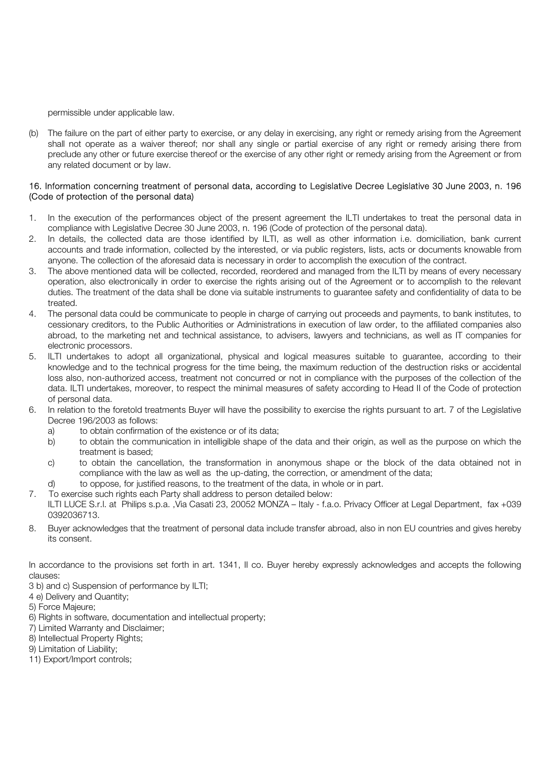permissible under applicable law.

(b) The failure on the part of either party to exercise, or any delay in exercising, any right or remedy arising from the Agreement shall not operate as a waiver thereof; nor shall any single or partial exercise of any right or remedy arising there from preclude any other or future exercise thereof or the exercise of any other right or remedy arising from the Agreement or from any related document or by law.

## 16. Information concerning treatment of personal data, according to Legislative Decree Legislative 30 June 2003, n. 196 (Code of protection of the personal data)

1. In the execution of the performances object of the present agreement the ILTI undertakes to treat the personal data in compliance with Legislative Decree 30 June 2003, n. 196 (Code of protection of the personal data).
2. In details, the collected data are those identified by ILTI, as well as other information i.e. domiciliation, bank current accounts and trade information, collected by the interested, or via public registers, lists, acts or documents knowable from anyone. The collection of the aforesaid data is necessary in order to accomplish the execution of the contract.
3. The above mentioned data will be collected, recorded, reordered and managed from the ILTI by means of every necessary operation, also electronically in order to exercise the rights arising out of the Agreement or to accomplish to the relevant duties. The treatment of the data shall be done via suitable instruments to guarantee safety and confidentiality of data to be treated.
4. The personal data could be communicate to people in charge of carrying out proceeds and payments, to bank institutes, to cessionary creditors, to the Public Authorities or Administrations in execution of law order, to the affiliated companies also abroad, to the marketing net and technical assistance, to advisers, lawyers and technicians, as well as IT companies for electronic processors.
5. ILTI undertakes to adopt all organizational, physical and logical measures suitable to guarantee, according to their knowledge and to the technical progress for the time being, the maximum reduction of the destruction risks or accidental loss also, non-authorized access, treatment not concurred or not in compliance with the purposes of the collection of the data. ILTI undertakes, moreover, to respect the minimal measures of safety according to Head II of the Code of protection of personal data.
6. In relation to the foretold treatments Buyer will have the possibility to exercise the rights pursuant to art. 7 of the Legislative Decree 196/2003 as follows:
   a) to obtain confirmation of the existence or of its data;
   b) to obtain the communication in intelligible shape of the data and their origin, as well as the purpose on which the treatment is based;
   c) to obtain the cancellation, the transformation in anonymous shape or the block of the data obtained not in compliance with the law as well as the up-dating, the correction, or amendment of the data;
   d) to oppose, for justified reasons, to the treatment of the data, in whole or in part.
7. To exercise such rights each Party shall address to person detailed below:
   ILTI LUCE S.r.l. at Philips s.p.a. ,Via Casati 23, 20052 MONZA – Italy - f.a.o. Privacy Officer at Legal Department, fax +039 0392036713.
8. Buyer acknowledges that the treatment of personal data include transfer abroad, also in non EU countries and gives hereby its consent.

In accordance to the provisions set forth in art. 1341, II co. Buyer hereby expressly acknowledges and accepts the following clauses:

3 b) and c) Suspension of performance by ILTI;
4 e) Delivery and Quantity;
5) Force Majeure;
6) Rights in software, documentation and intellectual property;
7) Limited Warranty and Disclaimer;
8) Intellectual Property Rights;
9) Limitation of Liability;
11) Export/Import controls;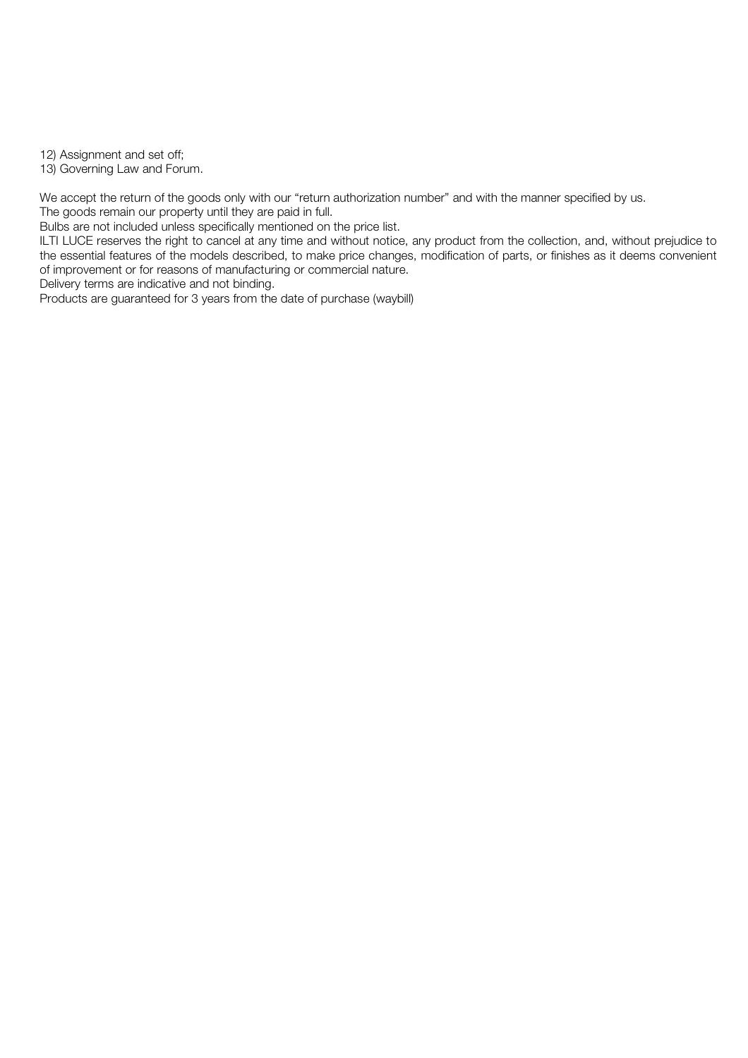12) Assignment and set off;
13) Governing Law and Forum.

We accept the return of the goods only with our "return authorization number" and with the manner specified by us.
The goods remain our property until they are paid in full.
Bulbs are not included unless specifically mentioned on the price list.
ILTI LUCE reserves the right to cancel at any time and without notice, any product from the collection, and, without prejudice to the essential features of the models described, to make price changes, modification of parts, or finishes as it deems convenient of improvement or for reasons of manufacturing or commercial nature.
Delivery terms are indicative and not binding.
Products are guaranteed for 3 years from the date of purchase (waybill)